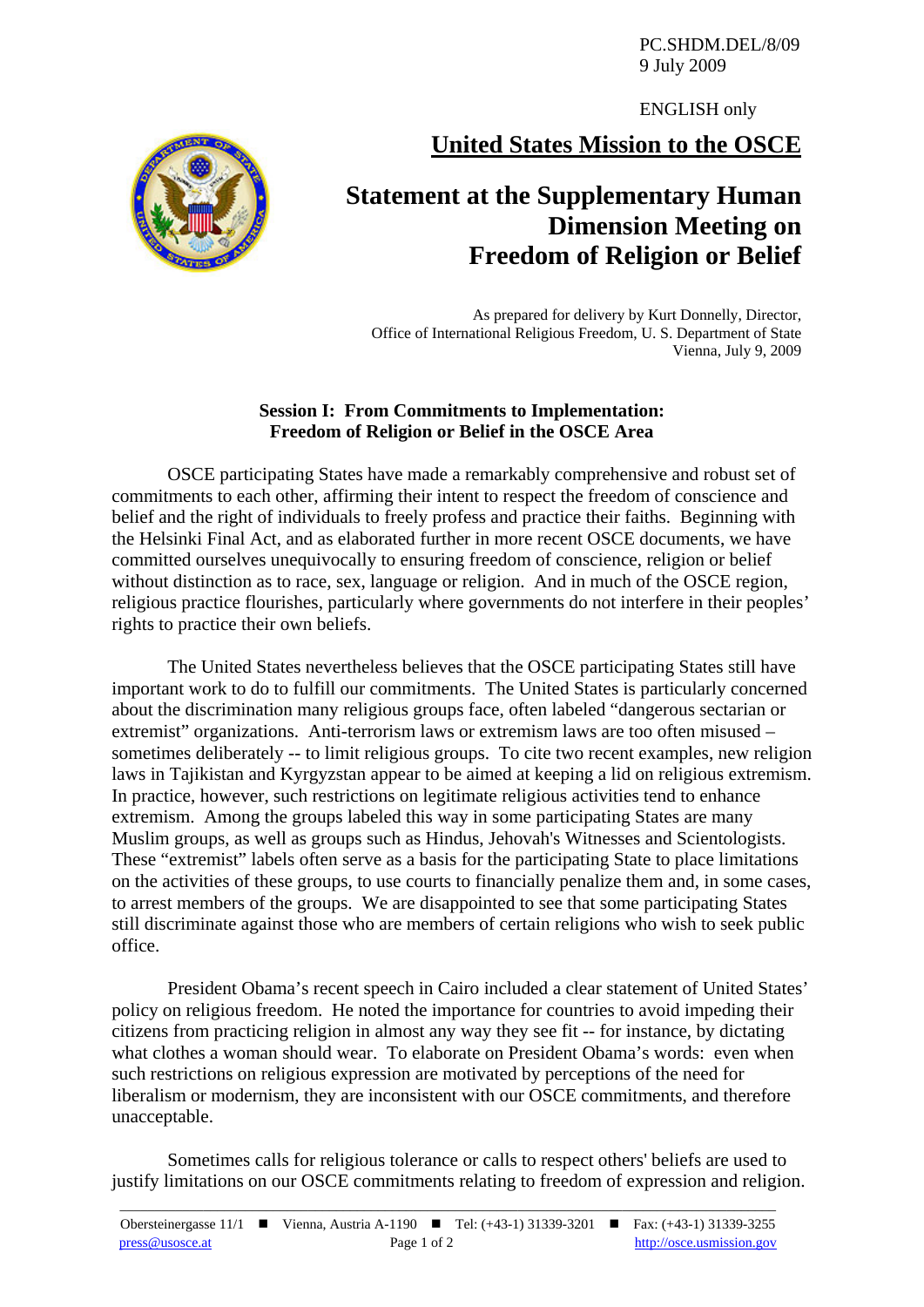PC.SHDM.DEL/8/09
9 July 2009

ENGLISH only

# United States Mission to the OSCE

## Statement at the Supplementary Human Dimension Meeting on Freedom of Religion or Belief

As prepared for delivery by Kurt Donnelly, Director,
Office of International Religious Freedom, U. S. Department of State
Vienna, July 9, 2009

### Session I: From Commitments to Implementation: Freedom of Religion or Belief in the OSCE Area

OSCE participating States have made a remarkably comprehensive and robust set of commitments to each other, affirming their intent to respect the freedom of conscience and belief and the right of individuals to freely profess and practice their faiths. Beginning with the Helsinki Final Act, and as elaborated further in more recent OSCE documents, we have committed ourselves unequivocally to ensuring freedom of conscience, religion or belief without distinction as to race, sex, language or religion. And in much of the OSCE region, religious practice flourishes, particularly where governments do not interfere in their peoples' rights to practice their own beliefs.

The United States nevertheless believes that the OSCE participating States still have important work to do to fulfill our commitments. The United States is particularly concerned about the discrimination many religious groups face, often labeled "dangerous sectarian or extremist" organizations. Anti-terrorism laws or extremism laws are too often misused – sometimes deliberately -- to limit religious groups. To cite two recent examples, new religion laws in Tajikistan and Kyrgyzstan appear to be aimed at keeping a lid on religious extremism. In practice, however, such restrictions on legitimate religious activities tend to enhance extremism. Among the groups labeled this way in some participating States are many Muslim groups, as well as groups such as Hindus, Jehovah's Witnesses and Scientologists. These "extremist" labels often serve as a basis for the participating State to place limitations on the activities of these groups, to use courts to financially penalize them and, in some cases, to arrest members of the groups. We are disappointed to see that some participating States still discriminate against those who are members of certain religions who wish to seek public office.

President Obama's recent speech in Cairo included a clear statement of United States' policy on religious freedom. He noted the importance for countries to avoid impeding their citizens from practicing religion in almost any way they see fit -- for instance, by dictating what clothes a woman should wear. To elaborate on President Obama's words: even when such restrictions on religious expression are motivated by perceptions of the need for liberalism or modernism, they are inconsistent with our OSCE commitments, and therefore unacceptable.

Sometimes calls for religious tolerance or calls to respect others' beliefs are used to justify limitations on our OSCE commitments relating to freedom of expression and religion.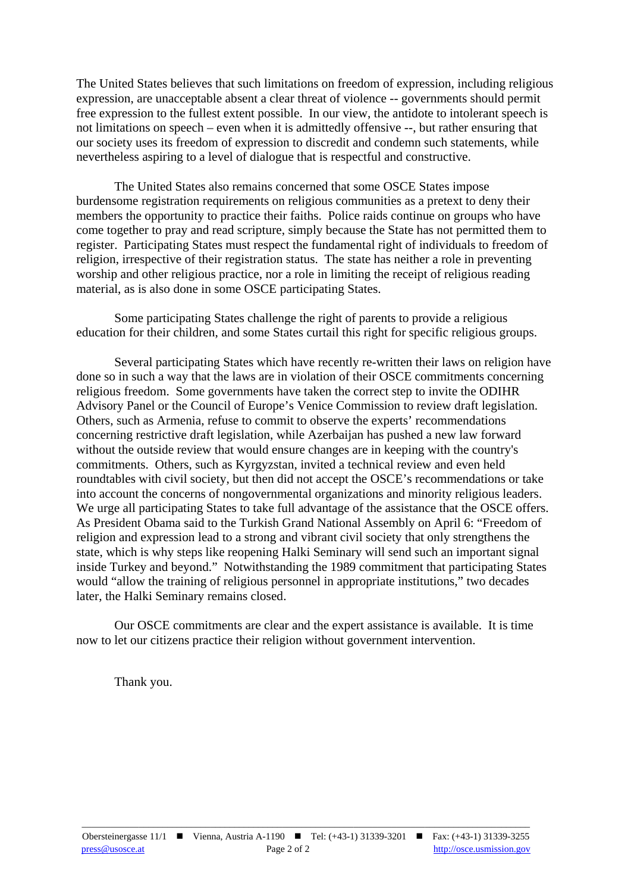The United States believes that such limitations on freedom of expression, including religious expression, are unacceptable absent a clear threat of violence -- governments should permit free expression to the fullest extent possible. In our view, the antidote to intolerant speech is not limitations on speech – even when it is admittedly offensive --, but rather ensuring that our society uses its freedom of expression to discredit and condemn such statements, while nevertheless aspiring to a level of dialogue that is respectful and constructive.

The United States also remains concerned that some OSCE States impose burdensome registration requirements on religious communities as a pretext to deny their members the opportunity to practice their faiths. Police raids continue on groups who have come together to pray and read scripture, simply because the State has not permitted them to register. Participating States must respect the fundamental right of individuals to freedom of religion, irrespective of their registration status. The state has neither a role in preventing worship and other religious practice, nor a role in limiting the receipt of religious reading material, as is also done in some OSCE participating States.

Some participating States challenge the right of parents to provide a religious education for their children, and some States curtail this right for specific religious groups.

Several participating States which have recently re-written their laws on religion have done so in such a way that the laws are in violation of their OSCE commitments concerning religious freedom. Some governments have taken the correct step to invite the ODIHR Advisory Panel or the Council of Europe's Venice Commission to review draft legislation. Others, such as Armenia, refuse to commit to observe the experts' recommendations concerning restrictive draft legislation, while Azerbaijan has pushed a new law forward without the outside review that would ensure changes are in keeping with the country's commitments. Others, such as Kyrgyzstan, invited a technical review and even held roundtables with civil society, but then did not accept the OSCE's recommendations or take into account the concerns of nongovernmental organizations and minority religious leaders. We urge all participating States to take full advantage of the assistance that the OSCE offers. As President Obama said to the Turkish Grand National Assembly on April 6: "Freedom of religion and expression lead to a strong and vibrant civil society that only strengthens the state, which is why steps like reopening Halki Seminary will send such an important signal inside Turkey and beyond." Notwithstanding the 1989 commitment that participating States would "allow the training of religious personnel in appropriate institutions," two decades later, the Halki Seminary remains closed.

Our OSCE commitments are clear and the expert assistance is available. It is time now to let our citizens practice their religion without government intervention.

Thank you.